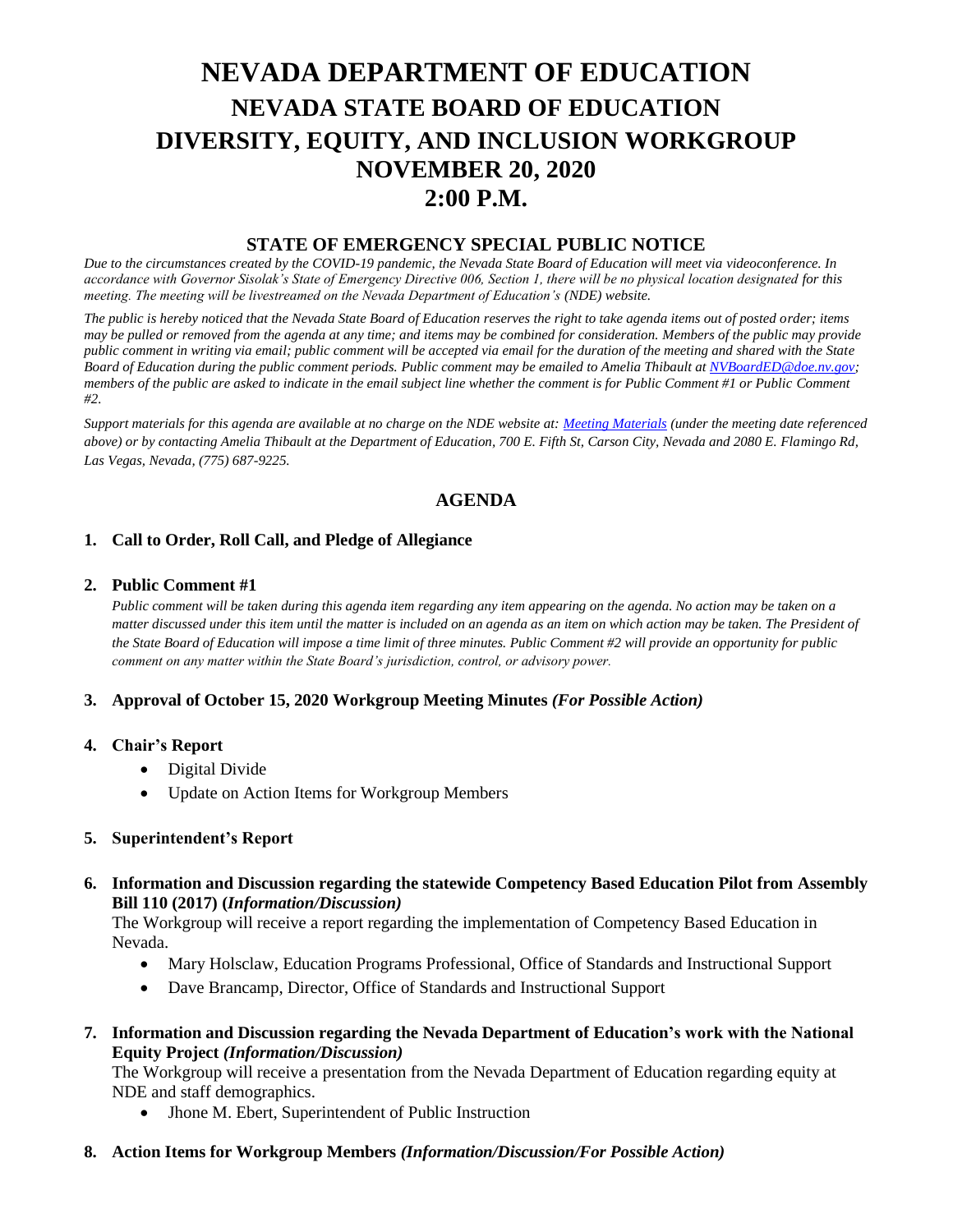# NEVADA DEPARTMENT OF EDUCATION
## NEVADA STATE BOARD OF EDUCATION
## DIVERSITY, EQUITY, AND INCLUSION WORKGROUP
## NOVEMBER 20, 2020
## 2:00 P.M.

### STATE OF EMERGENCY SPECIAL PUBLIC NOTICE

*Due to the circumstances created by the COVID-19 pandemic, the Nevada State Board of Education will meet via videoconference. In accordance with Governor Sisolak's State of Emergency Directive 006, Section 1, there will be no physical location designated for this meeting. The meeting will be livestreamed on the Nevada Department of Education's (NDE) website.*

*The public is hereby noticed that the Nevada State Board of Education reserves the right to take agenda items out of posted order; items may be pulled or removed from the agenda at any time; and items may be combined for consideration. Members of the public may provide public comment in writing via email; public comment will be accepted via email for the duration of the meeting and shared with the State Board of Education during the public comment periods. Public comment may be emailed to Amelia Thibault at NVBoardED@doe.nv.gov; members of the public are asked to indicate in the email subject line whether the comment is for Public Comment #1 or Public Comment #2.*

*Support materials for this agenda are available at no charge on the NDE website at: Meeting Materials (under the meeting date referenced above) or by contacting Amelia Thibault at the Department of Education, 700 E. Fifth St, Carson City, Nevada and 2080 E. Flamingo Rd, Las Vegas, Nevada, (775) 687-9225.*

### AGENDA

1. **Call to Order, Roll Call, and Pledge of Allegiance**

2. **Public Comment #1**
   *Public comment will be taken during this agenda item regarding any item appearing on the agenda. No action may be taken on a matter discussed under this item until the matter is included on an agenda as an item on which action may be taken. The President of the State Board of Education will impose a time limit of three minutes. Public Comment #2 will provide an opportunity for public comment on any matter within the State Board's jurisdiction, control, or advisory power.*

3. **Approval of October 15, 2020 Workgroup Meeting Minutes** ***(For Possible Action)***

4. **Chair's Report**
   - Digital Divide
   - Update on Action Items for Workgroup Members

5. **Superintendent's Report**

6. **Information and Discussion regarding the statewide Competency Based Education Pilot from Assembly Bill 110 (2017) (*Information/Discussion)***
   The Workgroup will receive a report regarding the implementation of Competency Based Education in Nevada.
   - Mary Holsclaw, Education Programs Professional, Office of Standards and Instructional Support
   - Dave Brancamp, Director, Office of Standards and Instructional Support

7. **Information and Discussion regarding the Nevada Department of Education's work with the National Equity Project** ***(Information/Discussion)***
   The Workgroup will receive a presentation from the Nevada Department of Education regarding equity at NDE and staff demographics.
   - Jhone M. Ebert, Superintendent of Public Instruction

8. **Action Items for Workgroup Members** ***(Information/Discussion/For Possible Action)***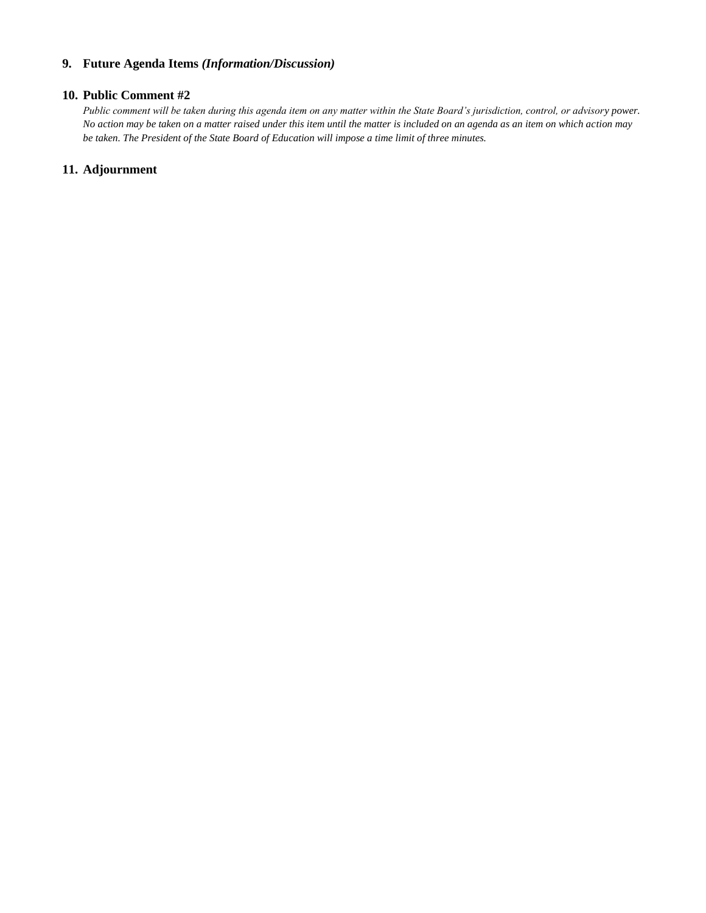**9. Future Agenda Items *(Information/Discussion)***

**10. Public Comment #2**

*Public comment will be taken during this agenda item on any matter within the State Board's jurisdiction, control, or advisory power. No action may be taken on a matter raised under this item until the matter is included on an agenda as an item on which action may be taken. The President of the State Board of Education will impose a time limit of three minutes.*

**11. Adjournment**